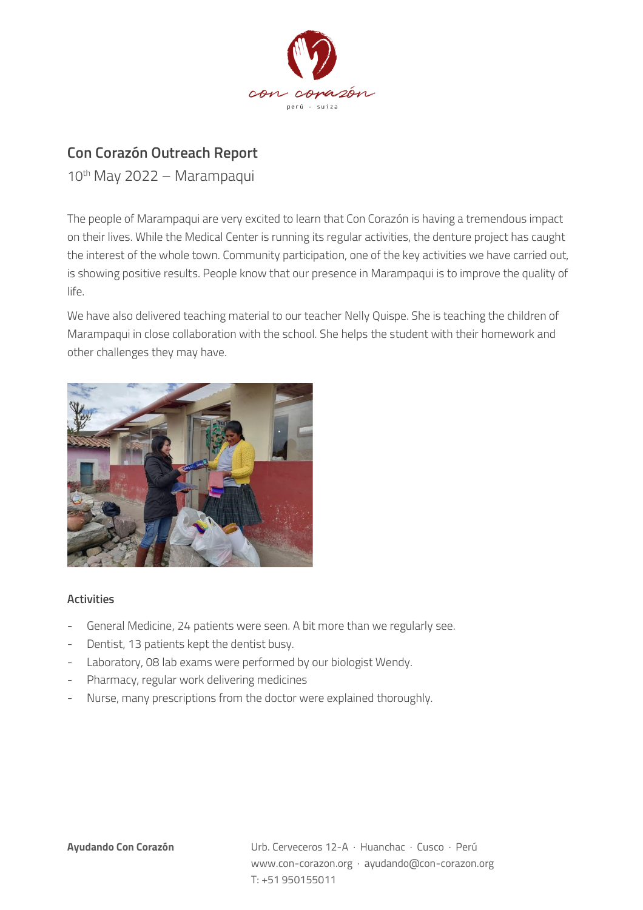# Con Corazón Outreach Report

10th May 2022 – Marampaqui

The people of Marampaqui are very excited to learn that Con Corazón is having a tremendous impact on their lives. While the Medical Center is running its regular activities, the denture project has caught the interest of the whole town. Community participation, one of the key activities we have carried out, is showing positive results. People know that our presence in Marampaqui is to improve the quality of life.

We have also delivered teaching material to our teacher Nelly Quispe. She is teaching the children of Marampaqui in close collaboration with the school. She helps the student with their homework and other challenges they may have.

### Activities

- General Medicine, 24 patients were seen. A bit more than we regularly see.
- Dentist, 13 patients kept the dentist busy.
- Laboratory, 08 lab exams were performed by our biologist Wendy.
- Pharmacy, regular work delivering medicines
- Nurse, many prescriptions from the doctor were explained thoroughly.

**Ayudando Con Corazón**

Urb. Cerveceros 12-A · Huanchac · Cusco · Perú
www.con-corazon.org · ayudando@con-corazon.org
T: +51 950155011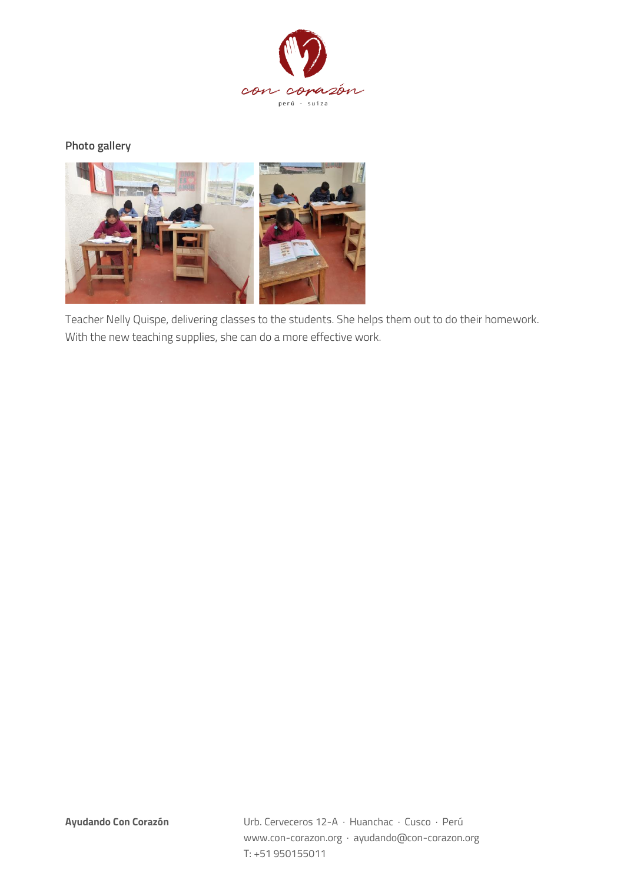**Photo gallery**

Teacher Nelly Quispe, delivering classes to the students. She helps them out to do their homework. With the new teaching supplies, she can do a more effective work.

**Ayudando Con Corazón**

Urb. Cerveceros 12-A · Huanchac · Cusco · Perú
www.con-corazon.org · ayudando@con-corazon.org
T: +51 950155011